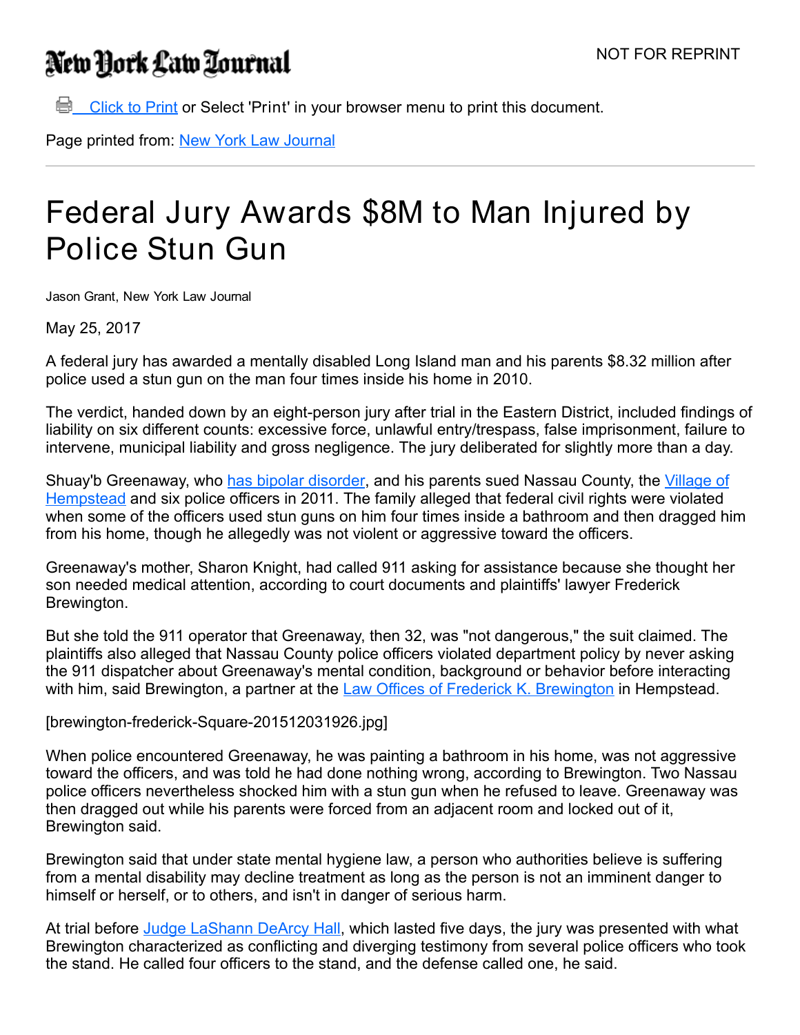# New York Law Journal

NOT FOR REPRINT

Click to Print or Select 'Print' in your browser menu to print this document.

Page printed from: New York Law Journal

---

# Federal Jury Awards $8M to Man Injured by Police Stun Gun

Jason Grant, New York Law Journal

May 25, 2017

A federal jury has awarded a mentally disabled Long Island man and his parents $8.32 million after police used a stun gun on the man four times inside his home in 2010.

The verdict, handed down by an eight-person jury after trial in the Eastern District, included findings of liability on six different counts: excessive force, unlawful entry/trespass, false imprisonment, failure to intervene, municipal liability and gross negligence. The jury deliberated for slightly more than a day.

Shuay'b Greenaway, who has bipolar disorder, and his parents sued Nassau County, the Village of Hempstead and six police officers in 2011. The family alleged that federal civil rights were violated when some of the officers used stun guns on him four times inside a bathroom and then dragged him from his home, though he allegedly was not violent or aggressive toward the officers.

Greenaway's mother, Sharon Knight, had called 911 asking for assistance because she thought her son needed medical attention, according to court documents and plaintiffs' lawyer Frederick Brewington.

But she told the 911 operator that Greenaway, then 32, was "not dangerous," the suit claimed. The plaintiffs also alleged that Nassau County police officers violated department policy by never asking the 911 dispatcher about Greenaway's mental condition, background or behavior before interacting with him, said Brewington, a partner at the Law Offices of Frederick K. Brewington in Hempstead.

[brewington-frederick-Square-201512031926.jpg]

When police encountered Greenaway, he was painting a bathroom in his home, was not aggressive toward the officers, and was told he had done nothing wrong, according to Brewington. Two Nassau police officers nevertheless shocked him with a stun gun when he refused to leave. Greenaway was then dragged out while his parents were forced from an adjacent room and locked out of it, Brewington said.

Brewington said that under state mental hygiene law, a person who authorities believe is suffering from a mental disability may decline treatment as long as the person is not an imminent danger to himself or herself, or to others, and isn't in danger of serious harm.

At trial before Judge LaShann DeArcy Hall, which lasted five days, the jury was presented with what Brewington characterized as conflicting and diverging testimony from several police officers who took the stand. He called four officers to the stand, and the defense called one, he said.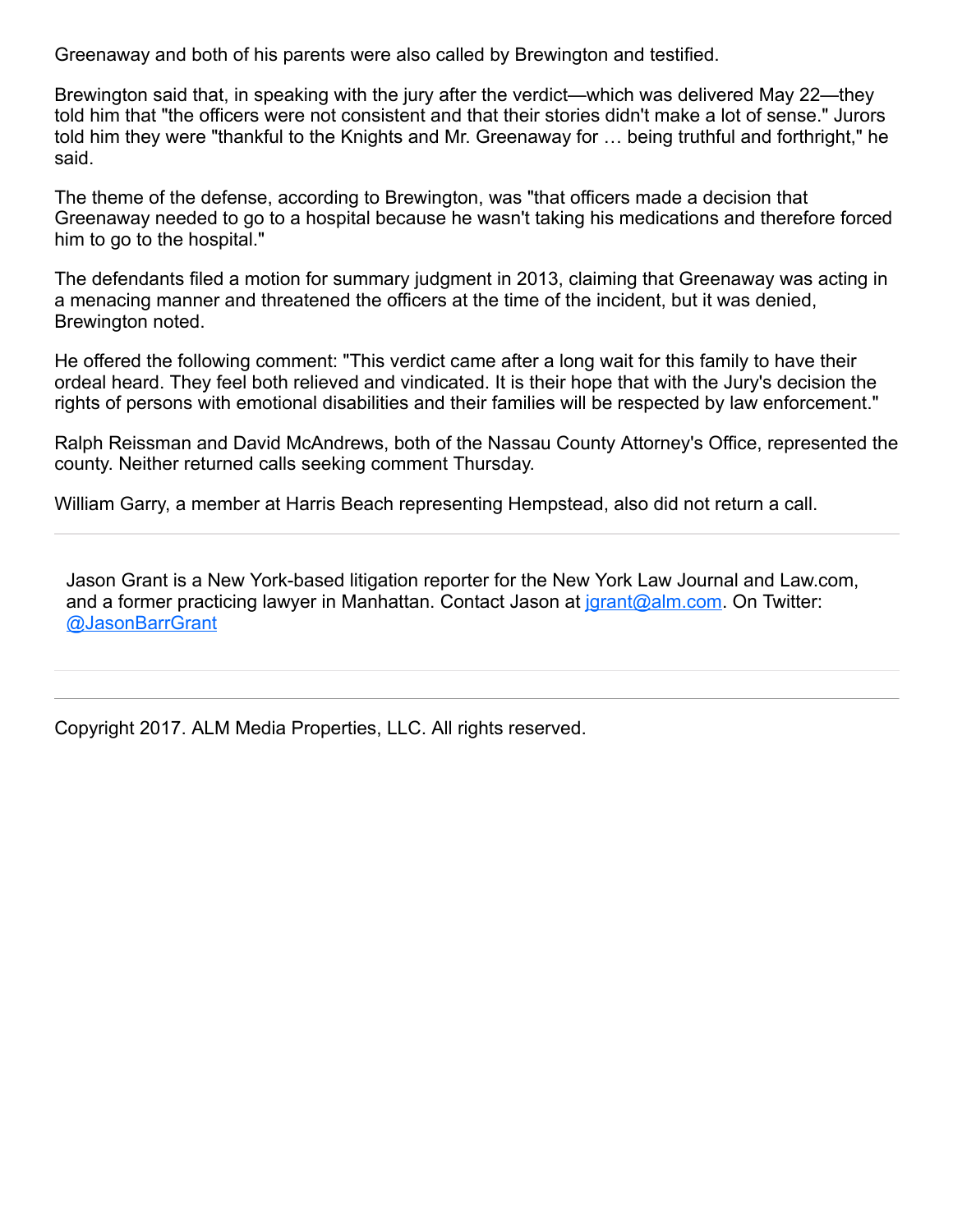Greenaway and both of his parents were also called by Brewington and testified.

Brewington said that, in speaking with the jury after the verdict—which was delivered May 22—they told him that "the officers were not consistent and that their stories didn't make a lot of sense." Jurors told him they were "thankful to the Knights and Mr. Greenaway for … being truthful and forthright," he said.

The theme of the defense, according to Brewington, was "that officers made a decision that Greenaway needed to go to a hospital because he wasn't taking his medications and therefore forced him to go to the hospital."

The defendants filed a motion for summary judgment in 2013, claiming that Greenaway was acting in a menacing manner and threatened the officers at the time of the incident, but it was denied, Brewington noted.

He offered the following comment: "This verdict came after a long wait for this family to have their ordeal heard. They feel both relieved and vindicated. It is their hope that with the Jury's decision the rights of persons with emotional disabilities and their families will be respected by law enforcement."

Ralph Reissman and David McAndrews, both of the Nassau County Attorney's Office, represented the county. Neither returned calls seeking comment Thursday.

William Garry, a member at Harris Beach representing Hempstead, also did not return a call.

---

Jason Grant is a New York-based litigation reporter for the New York Law Journal and Law.com, and a former practicing lawyer in Manhattan. Contact Jason at [jgrant@alm.com](mailto:jgrant@alm.com). On Twitter: [@JasonBarrGrant](https://twitter.com/JasonBarrGrant)

---

Copyright 2017. ALM Media Properties, LLC. All rights reserved.